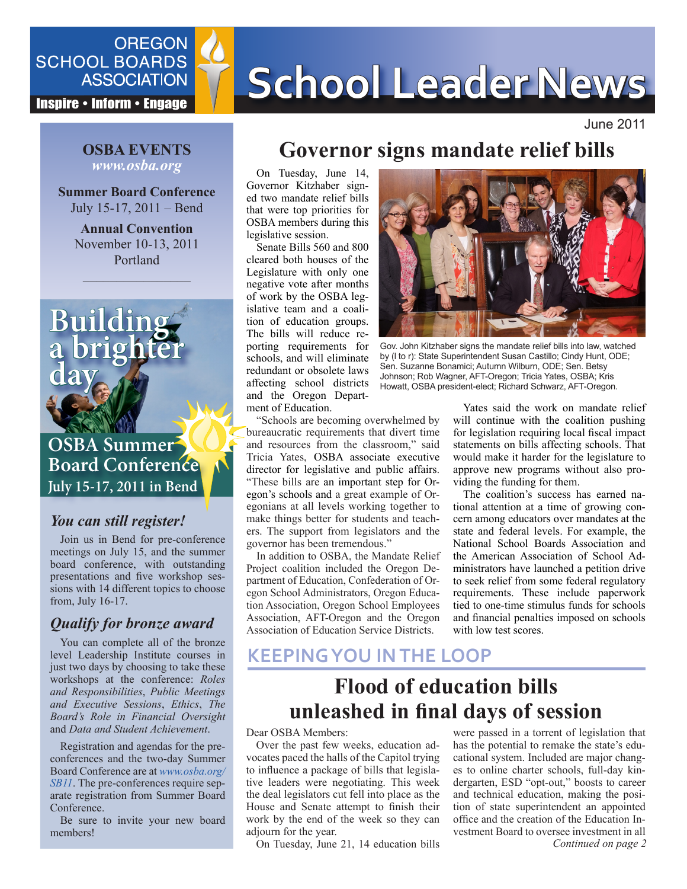# School Leader News

OREGON SCHOOL BOARDS ASSOCIATION

Inspire • Inform • Engage

June 2011

## Governor signs mandate relief bills

On Tuesday, June 14, Governor Kitzhaber signed two mandate relief bills that were top priorities for OSBA members during this legislative session.

Senate Bills 560 and 800 cleared both houses of the Legislature with only one negative vote after months of work by the OSBA legislative team and a coalition of education groups. The bills will reduce reporting requirements for schools, and will eliminate redundant or obsolete laws affecting school districts and the Oregon Department of Education.

Gov. John Kitzhaber signs the mandate relief bills into law, watched by (l to r): State Superintendent Susan Castillo; Cindy Hunt, ODE; Sen. Suzanne Bonamici; Autumn Wilburn, ODE; Sen. Betsy Johnson; Rob Wagner, AFT-Oregon; Tricia Yates, OSBA; Kris Howatt, OSBA president-elect; Richard Schwarz, AFT-Oregon.

"Schools are becoming overwhelmed by bureaucratic requirements that divert time and resources from the classroom," said Tricia Yates, OSBA associate executive director for legislative and public affairs. "These bills are an important step for Oregon's schools and a great example of Oregonians at all levels working together to make things better for students and teachers. The support from legislators and the governor has been tremendous."

In addition to OSBA, the Mandate Relief Project coalition included the Oregon Department of Education, Confederation of Oregon School Administrators, Oregon Education Association, Oregon School Employees Association, AFT-Oregon and the Oregon Association of Education Service Districts.

Yates said the work on mandate relief will continue with the coalition pushing for legislation requiring local fiscal impact statements on bills affecting schools. That would make it harder for the legislature to approve new programs without also providing the funding for them.

The coalition's success has earned national attention at a time of growing concern among educators over mandates at the state and federal levels. For example, the National School Boards Association and the American Association of School Administrators have launched a petition drive to seek relief from some federal regulatory requirements. These include paperwork tied to one-time stimulus funds for schools and financial penalties imposed on schools with low test scores.

## KEEPING YOU IN THE LOOP

## Flood of education bills unleashed in final days of session

Dear OSBA Members:

Over the past few weeks, education advocates paced the halls of the Capitol trying to influence a package of bills that legislative leaders were negotiating. This week the deal legislators cut fell into place as the House and Senate attempt to finish their work by the end of the week so they can adjourn for the year.

On Tuesday, June 21, 14 education bills were passed in a torrent of legislation that has the potential to remake the state's educational system. Included are major changes to online charter schools, full-day kindergarten, ESD "opt-out," boosts to career and technical education, making the position of state superintendent an appointed office and the creation of the Education Investment Board to oversee investment in all

*Continued on page 2*

---

### OSBA EVENTS
*www.osba.org*

**Summer Board Conference**
July 15-17, 2011 – Bend

**Annual Convention**
November 10-13, 2011
Portland

**Building a brighter day**

**OSBA Summer Board Conference**
**July 15-17, 2011 in Bend**

### *You can still register!*

Join us in Bend for pre-conference meetings on July 15, and the summer board conference, with outstanding presentations and five workshop sessions with 14 different topics to choose from, July 16-17.

### *Qualify for bronze award*

You can complete all of the bronze level Leadership Institute courses in just two days by choosing to take these workshops at the conference: *Roles and Responsibilities*, *Public Meetings and Executive Sessions*, *Ethics*, *The Board's Role in Financial Oversight* and *Data and Student Achievement*.

Registration and agendas for the pre-conferences and the two-day Summer Board Conference are at *www.osba.org/SB11*. The pre-conferences require separate registration from Summer Board Conference.

Be sure to invite your new board members!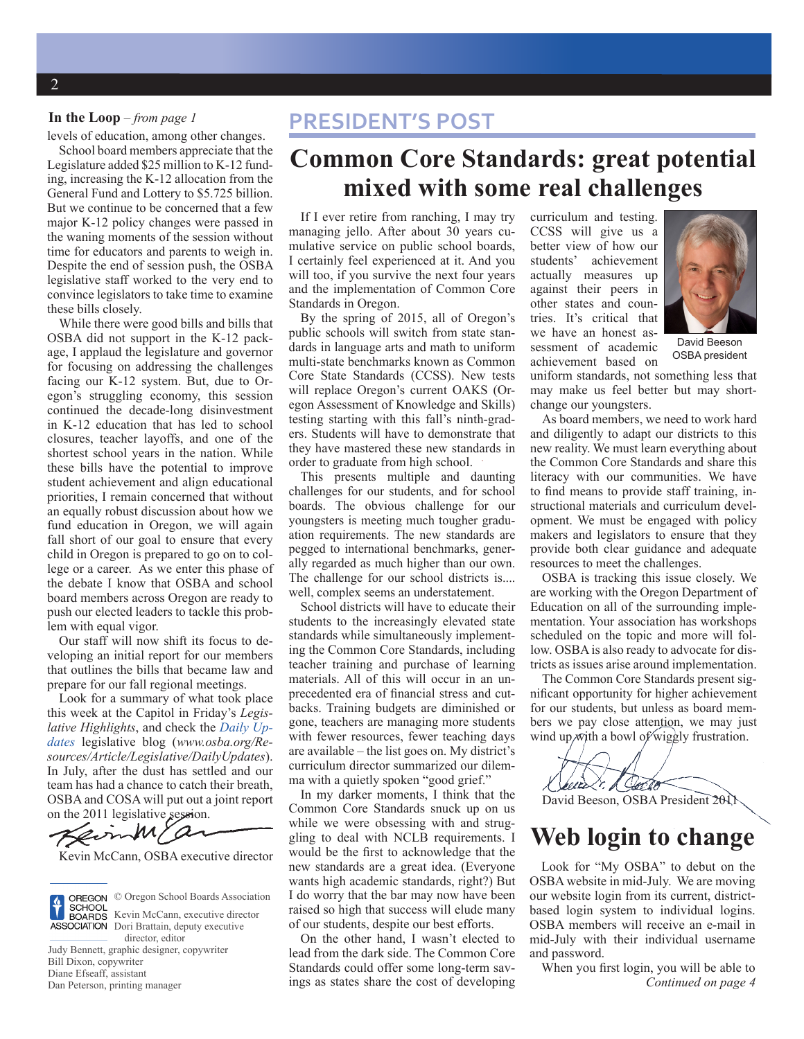**In the Loop** – *from page 1*

levels of education, among other changes.

School board members appreciate that the Legislature added $25 million to K-12 funding, increasing the K-12 allocation from the General Fund and Lottery to $5.725 billion. But we continue to be concerned that a few major K-12 policy changes were passed in the waning moments of the session without time for educators and parents to weigh in. Despite the end of session push, the OSBA legislative staff worked to the very end to convince legislators to take time to examine these bills closely.

While there were good bills and bills that OSBA did not support in the K-12 package, I applaud the legislature and governor for focusing on addressing the challenges facing our K-12 system. But, due to Oregon's struggling economy, this session continued the decade-long disinvestment in K-12 education that has led to school closures, teacher layoffs, and one of the shortest school years in the nation. While these bills have the potential to improve student achievement and align educational priorities, I remain concerned that without an equally robust discussion about how we fund education in Oregon, we will again fall short of our goal to ensure that every child in Oregon is prepared to go on to college or a career. As we enter this phase of the debate I know that OSBA and school board members across Oregon are ready to push our elected leaders to tackle this problem with equal vigor.

Our staff will now shift its focus to developing an initial report for our members that outlines the bills that became law and prepare for our fall regional meetings.

Look for a summary of what took place this week at the Capitol in Friday's *Legislative Highlights*, and check the *Daily Updates* legislative blog (*www.osba.org/Resources/Article/Legislative/DailyUpdates*). In July, after the dust has settled and our team has had a chance to catch their breath, OSBA and COSA will put out a joint report on the 2011 legislative session.

Kevin McCann, OSBA executive director

OREGON SCHOOL BOARDS ASSOCIATION

© Oregon School Boards Association
Kevin McCann, executive director
Dori Brattain, deputy executive director, editor
Judy Bennett, graphic designer, copywriter
Bill Dixon, copywriter
Diane Efseaff, assistant
Dan Peterson, printing manager

## PRESIDENT'S POST

# Common Core Standards: great potential mixed with some real challenges

If I ever retire from ranching, I may try managing jello. After about 30 years cumulative service on public school boards, I certainly feel experienced at it. And you will too, if you survive the next four years and the implementation of Common Core Standards in Oregon.

By the spring of 2015, all of Oregon's public schools will switch from state standards in language arts and math to uniform multi-state benchmarks known as Common Core State Standards (CCSS). New tests will replace Oregon's current OAKS (Oregon Assessment of Knowledge and Skills) testing starting with this fall's ninth-graders. Students will have to demonstrate that they have mastered these new standards in order to graduate from high school.

This presents multiple and daunting challenges for our students, and for school boards. The obvious challenge for our youngsters is meeting much tougher graduation requirements. The new standards are pegged to international benchmarks, generally regarded as much higher than our own. The challenge for our school districts is.... well, complex seems an understatement.

School districts will have to educate their students to the increasingly elevated state standards while simultaneously implementing the Common Core Standards, including teacher training and purchase of learning materials. All of this will occur in an unprecedented era of financial stress and cutbacks. Training budgets are diminished or gone, teachers are managing more students with fewer resources, fewer teaching days are available – the list goes on. My district's curriculum director summarized our dilemma with a quietly spoken "good grief."

In my darker moments, I think that the Common Core Standards snuck up on us while we were obsessing with and struggling to deal with NCLB requirements. I would be the first to acknowledge that the new standards are a great idea. (Everyone wants high academic standards, right?) But I do worry that the bar may now have been raised so high that success will elude many of our students, despite our best efforts.

On the other hand, I wasn't elected to lead from the dark side. The Common Core Standards could offer some long-term savings as states share the cost of developing curriculum and testing. CCSS will give us a better view of how our students' achievement actually measures up against their peers in other states and countries. It's critical that we have an honest assessment of academic achievement based on uniform standards, not something less that may make us feel better but may short-change our youngsters.

David Beeson
OSBA president

As board members, we need to work hard and diligently to adapt our districts to this new reality. We must learn everything about the Common Core Standards and share this literacy with our communities. We have to find means to provide staff training, instructional materials and curriculum development. We must be engaged with policy makers and legislators to ensure that they provide both clear guidance and adequate resources to meet the challenges.

OSBA is tracking this issue closely. We are working with the Oregon Department of Education on all of the surrounding implementation. Your association has workshops scheduled on the topic and more will follow. OSBA is also ready to advocate for districts as issues arise around implementation.

The Common Core Standards present significant opportunity for higher achievement for our students, but unless as board members we pay close attention, we may just wind up with a bowl of wiggly frustration.

David Beeson, OSBA President 2011

# Web login to change

Look for "My OSBA" to debut on the OSBA website in mid-July. We are moving our website login from its current, district-based login system to individual logins. OSBA members will receive an e-mail in mid-July with their individual username and password.

When you first login, you will be able to

*Continued on page 4*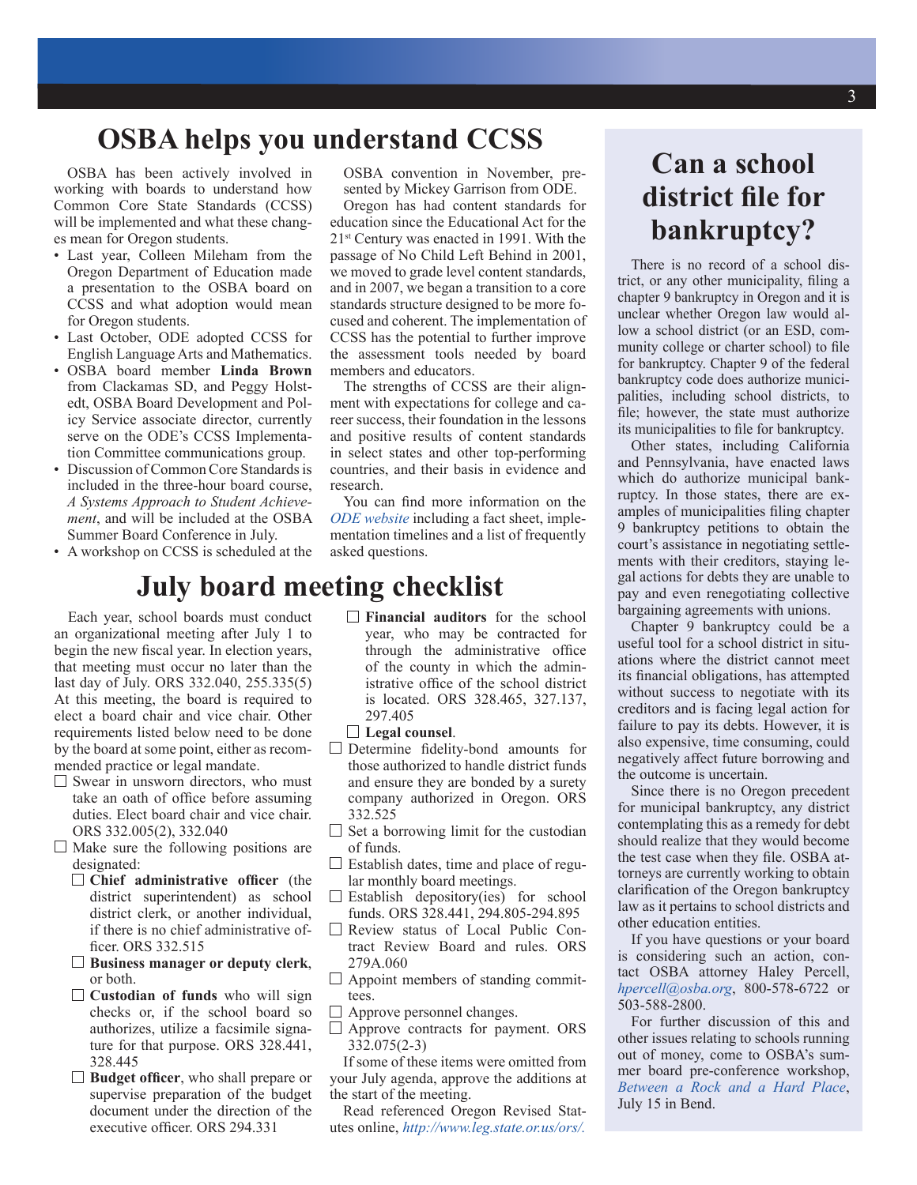## OSBA helps you understand CCSS

OSBA has been actively involved in working with boards to understand how Common Core State Standards (CCSS) will be implemented and what these changes mean for Oregon students.

- Last year, Colleen Mileham from the Oregon Department of Education made a presentation to the OSBA board on CCSS and what adoption would mean for Oregon students.
- Last October, ODE adopted CCSS for English Language Arts and Mathematics.
- OSBA board member **Linda Brown** from Clackamas SD, and Peggy Holstedt, OSBA Board Development and Policy Service associate director, currently serve on the ODE's CCSS Implementation Committee communications group.
- Discussion of Common Core Standards is included in the three-hour board course, *A Systems Approach to Student Achievement*, and will be included at the OSBA Summer Board Conference in July.
- A workshop on CCSS is scheduled at the OSBA convention in November, presented by Mickey Garrison from ODE.

Oregon has had content standards for education since the Educational Act for the 21st Century was enacted in 1991. With the passage of No Child Left Behind in 2001, we moved to grade level content standards, and in 2007, we began a transition to a core standards structure designed to be more focused and coherent. The implementation of CCSS has the potential to further improve the assessment tools needed by board members and educators.

The strengths of CCSS are their alignment with expectations for college and career success, their foundation in the lessons and positive results of content standards in select states and other top-performing countries, and their basis in evidence and research.

You can find more information on the *ODE website* including a fact sheet, implementation timelines and a list of frequently asked questions.

## July board meeting checklist

Each year, school boards must conduct an organizational meeting after July 1 to begin the new fiscal year. In election years, that meeting must occur no later than the last day of July. ORS 332.040, 255.335(5) At this meeting, the board is required to elect a board chair and vice chair. Other requirements listed below need to be done by the board at some point, either as recommended practice or legal mandate.

- ☐ Swear in unsworn directors, who must take an oath of office before assuming duties. Elect board chair and vice chair. ORS 332.005(2), 332.040
- ☐ Make sure the following positions are designated:
  - ☐ **Chief administrative officer** (the district superintendent) as school district clerk, or another individual, if there is no chief administrative officer. ORS 332.515
  - ☐ **Business manager or deputy clerk**, or both.
  - ☐ **Custodian of funds** who will sign checks or, if the school board so authorizes, utilize a facsimile signature for that purpose. ORS 328.441, 328.445
  - ☐ **Budget officer**, who shall prepare or supervise preparation of the budget document under the direction of the executive officer. ORS 294.331
  - ☐ **Financial auditors** for the school year, who may be contracted for through the administrative office of the county in which the administrative office of the school district is located. ORS 328.465, 327.137, 297.405
  - ☐ **Legal counsel**.
- ☐ Determine fidelity-bond amounts for those authorized to handle district funds and ensure they are bonded by a surety company authorized in Oregon. ORS 332.525
- ☐ Set a borrowing limit for the custodian of funds.
- ☐ Establish dates, time and place of regular monthly board meetings.
- ☐ Establish depository(ies) for school funds. ORS 328.441, 294.805-294.895
- ☐ Review status of Local Public Contract Review Board and rules. ORS 279A.060
- ☐ Appoint members of standing committees.
- ☐ Approve personnel changes.
- ☐ Approve contracts for payment. ORS 332.075(2-3)

If some of these items were omitted from your July agenda, approve the additions at the start of the meeting.

Read referenced Oregon Revised Statutes online, *http://www.leg.state.or.us/ors/.*

## Can a school district file for bankruptcy?

There is no record of a school district, or any other municipality, filing a chapter 9 bankruptcy in Oregon and it is unclear whether Oregon law would allow a school district (or an ESD, community college or charter school) to file for bankruptcy. Chapter 9 of the federal bankruptcy code does authorize municipalities, including school districts, to file; however, the state must authorize its municipalities to file for bankruptcy.

Other states, including California and Pennsylvania, have enacted laws which do authorize municipal bankruptcy. In those states, there are examples of municipalities filing chapter 9 bankruptcy petitions to obtain the court's assistance in negotiating settlements with their creditors, staying legal actions for debts they are unable to pay and even renegotiating collective bargaining agreements with unions.

Chapter 9 bankruptcy could be a useful tool for a school district in situations where the district cannot meet its financial obligations, has attempted without success to negotiate with its creditors and is facing legal action for failure to pay its debts. However, it is also expensive, time consuming, could negatively affect future borrowing and the outcome is uncertain.

Since there is no Oregon precedent for municipal bankruptcy, any district contemplating this as a remedy for debt should realize that they would become the test case when they file. OSBA attorneys are currently working to obtain clarification of the Oregon bankruptcy law as it pertains to school districts and other education entities.

If you have questions or your board is considering such an action, contact OSBA attorney Haley Percell, *hpercell@osba.org*, 800-578-6722 or 503-588-2800.

For further discussion of this and other issues relating to schools running out of money, come to OSBA's summer board pre-conference workshop, *Between a Rock and a Hard Place*, July 15 in Bend.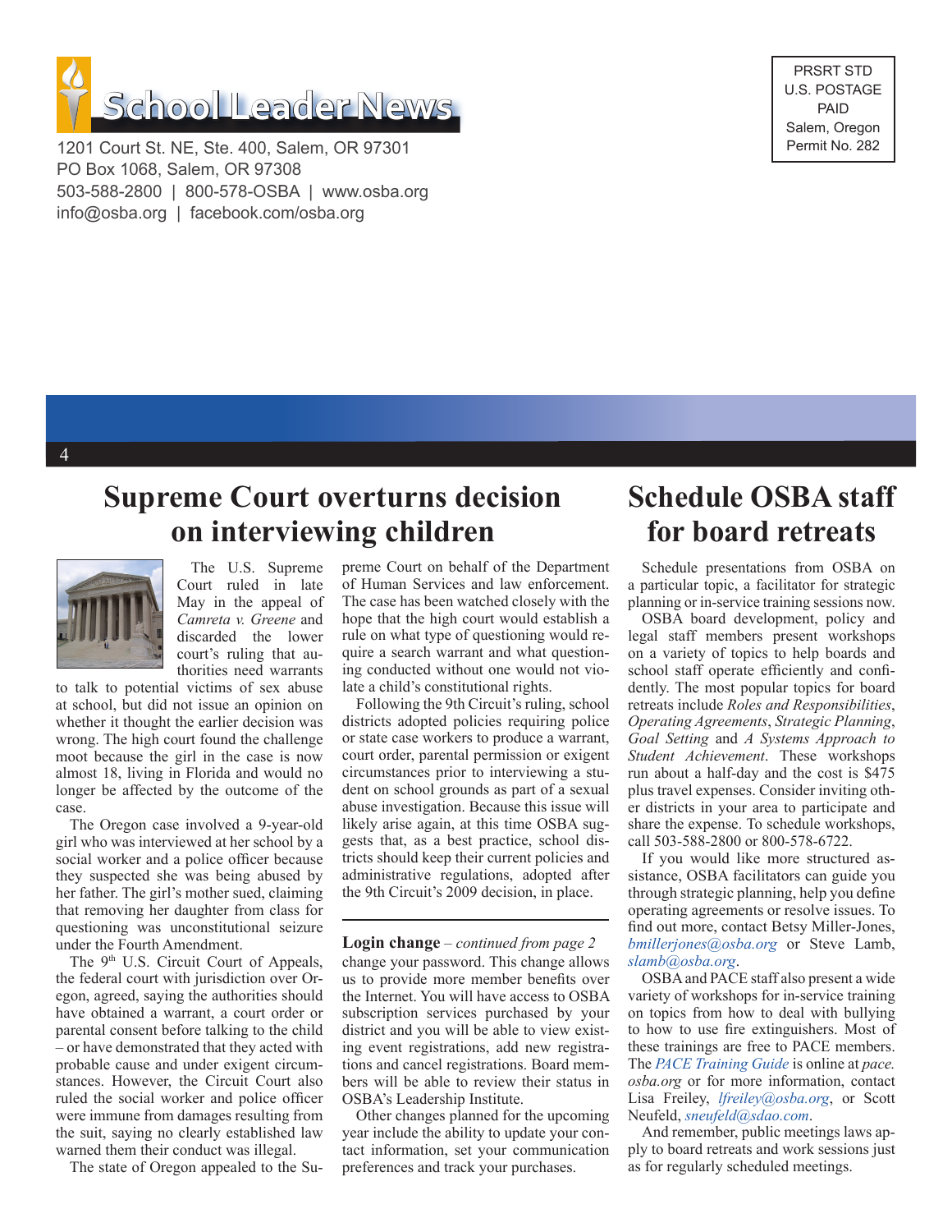School Leader News

1201 Court St. NE, Ste. 400, Salem, OR 97301
PO Box 1068, Salem, OR 97308
503-588-2800 | 800-578-OSBA | www.osba.org
info@osba.org | facebook.com/osba.org

PRSRT STD
U.S. POSTAGE
PAID
Salem, Oregon
Permit No. 282

# Supreme Court overturns decision on interviewing children

The U.S. Supreme Court ruled in late May in the appeal of *Camreta v. Greene* and discarded the lower court's ruling that authorities need warrants to talk to potential victims of sex abuse at school, but did not issue an opinion on whether it thought the earlier decision was wrong. The high court found the challenge moot because the girl in the case is now almost 18, living in Florida and would no longer be affected by the outcome of the case.

The Oregon case involved a 9-year-old girl who was interviewed at her school by a social worker and a police officer because they suspected she was being abused by her father. The girl's mother sued, claiming that removing her daughter from class for questioning was unconstitutional seizure under the Fourth Amendment.

The 9th U.S. Circuit Court of Appeals, the federal court with jurisdiction over Oregon, agreed, saying the authorities should have obtained a warrant, a court order or parental consent before talking to the child – or have demonstrated that they acted with probable cause and under exigent circumstances. However, the Circuit Court also ruled the social worker and police officer were immune from damages resulting from the suit, saying no clearly established law warned them their conduct was illegal.

The state of Oregon appealed to the Supreme Court on behalf of the Department of Human Services and law enforcement. The case has been watched closely with the hope that the high court would establish a rule on what type of questioning would require a search warrant and what questioning conducted without one would not violate a child's constitutional rights.

Following the 9th Circuit's ruling, school districts adopted policies requiring police or state case workers to produce a warrant, court order, parental permission or exigent circumstances prior to interviewing a student on school grounds as part of a sexual abuse investigation. Because this issue will likely arise again, at this time OSBA suggests that, as a best practice, school districts should keep their current policies and administrative regulations, adopted after the 9th Circuit's 2009 decision, in place.

**Login change** – *continued from page 2*

change your password. This change allows us to provide more member benefits over the Internet. You will have access to OSBA subscription services purchased by your district and you will be able to view existing event registrations, add new registrations and cancel registrations. Board members will be able to review their status in OSBA's Leadership Institute.

Other changes planned for the upcoming year include the ability to update your contact information, set your communication preferences and track your purchases.

# Schedule OSBA staff for board retreats

Schedule presentations from OSBA on a particular topic, a facilitator for strategic planning or in-service training sessions now.

OSBA board development, policy and legal staff members present workshops on a variety of topics to help boards and school staff operate efficiently and confidently. The most popular topics for board retreats include *Roles and Responsibilities*, *Operating Agreements*, *Strategic Planning*, *Goal Setting* and *A Systems Approach to Student Achievement*. These workshops run about a half-day and the cost is $475 plus travel expenses. Consider inviting other districts in your area to participate and share the expense. To schedule workshops, call 503-588-2800 or 800-578-6722.

If you would like more structured assistance, OSBA facilitators can guide you through strategic planning, help you define operating agreements or resolve issues. To find out more, contact Betsy Miller-Jones, *bmillerjones@osba.org* or Steve Lamb, *slamb@osba.org*.

OSBA and PACE staff also present a wide variety of workshops for in-service training on topics from how to deal with bullying to how to use fire extinguishers. Most of these trainings are free to PACE members. The *PACE Training Guide* is online at *pace.osba.org* or for more information, contact Lisa Freiley, *lfreiley@osba.org*, or Scott Neufeld, *sneufeld@sdao.com*.

And remember, public meetings laws apply to board retreats and work sessions just as for regularly scheduled meetings.